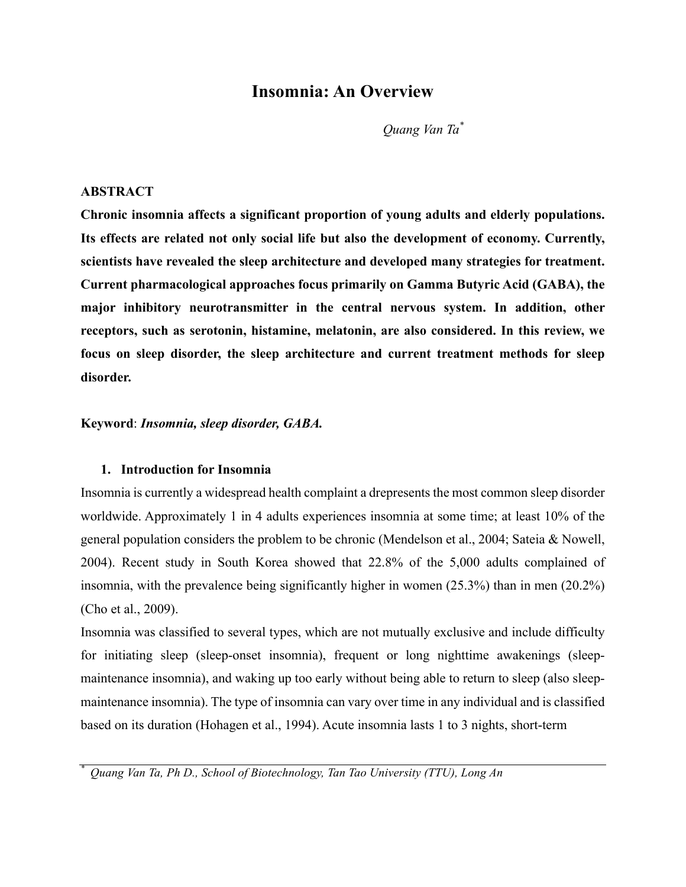# Insomnia: An Overview

*Quang Van Ta*[*]

## ABSTRACT

**Chronic insomnia affects a significant proportion of young adults and elderly populations. Its effects are related not only social life but also the development of economy. Currently, scientists have revealed the sleep architecture and developed many strategies for treatment. Current pharmacological approaches focus primarily on Gamma Butyric Acid (GABA), the major inhibitory neurotransmitter in the central nervous system. In addition, other receptors, such as serotonin, histamine, melatonin, are also considered. In this review, we focus on sleep disorder, the sleep architecture and current treatment methods for sleep disorder.**

**Keyword**: ***Insomnia, sleep disorder, GABA.***

## 1. Introduction for Insomnia

Insomnia is currently a widespread health complaint a drepresents the most common sleep disorder worldwide. Approximately 1 in 4 adults experiences insomnia at some time; at least 10% of the general population considers the problem to be chronic (Mendelson et al., 2004; Sateia & Nowell, 2004). Recent study in South Korea showed that 22.8% of the 5,000 adults complained of insomnia, with the prevalence being significantly higher in women (25.3%) than in men (20.2%) (Cho et al., 2009).

Insomnia was classified to several types, which are not mutually exclusive and include difficulty for initiating sleep (sleep-onset insomnia), frequent or long nighttime awakenings (sleep-maintenance insomnia), and waking up too early without being able to return to sleep (also sleep-maintenance insomnia). The type of insomnia can vary over time in any individual and is classified based on its duration (Hohagen et al., 1994). Acute insomnia lasts 1 to 3 nights, short-term

---

[*] *Quang Van Ta, Ph D., School of Biotechnology, Tan Tao University (TTU), Long An*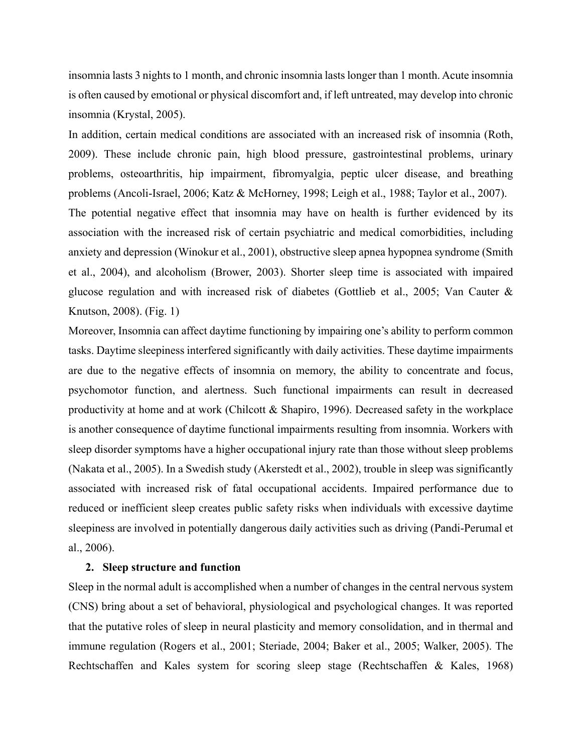insomnia lasts 3 nights to 1 month, and chronic insomnia lasts longer than 1 month. Acute insomnia is often caused by emotional or physical discomfort and, if left untreated, may develop into chronic insomnia (Krystal, 2005).

In addition, certain medical conditions are associated with an increased risk of insomnia (Roth, 2009). These include chronic pain, high blood pressure, gastrointestinal problems, urinary problems, osteoarthritis, hip impairment, fibromyalgia, peptic ulcer disease, and breathing problems (Ancoli-Israel, 2006; Katz & McHorney, 1998; Leigh et al., 1988; Taylor et al., 2007).

The potential negative effect that insomnia may have on health is further evidenced by its association with the increased risk of certain psychiatric and medical comorbidities, including anxiety and depression (Winokur et al., 2001), obstructive sleep apnea hypopnea syndrome (Smith et al., 2004), and alcoholism (Brower, 2003). Shorter sleep time is associated with impaired glucose regulation and with increased risk of diabetes (Gottlieb et al., 2005; Van Cauter & Knutson, 2008). (Fig. 1)

Moreover, Insomnia can affect daytime functioning by impairing one's ability to perform common tasks. Daytime sleepiness interfered significantly with daily activities. These daytime impairments are due to the negative effects of insomnia on memory, the ability to concentrate and focus, psychomotor function, and alertness. Such functional impairments can result in decreased productivity at home and at work (Chilcott & Shapiro, 1996). Decreased safety in the workplace is another consequence of daytime functional impairments resulting from insomnia. Workers with sleep disorder symptoms have a higher occupational injury rate than those without sleep problems (Nakata et al., 2005). In a Swedish study (Akerstedt et al., 2002), trouble in sleep was significantly associated with increased risk of fatal occupational accidents. Impaired performance due to reduced or inefficient sleep creates public safety risks when individuals with excessive daytime sleepiness are involved in potentially dangerous daily activities such as driving (Pandi-Perumal et al., 2006).

## 2. Sleep structure and function

Sleep in the normal adult is accomplished when a number of changes in the central nervous system (CNS) bring about a set of behavioral, physiological and psychological changes. It was reported that the putative roles of sleep in neural plasticity and memory consolidation, and in thermal and immune regulation (Rogers et al., 2001; Steriade, 2004; Baker et al., 2005; Walker, 2005). The Rechtschaffen and Kales system for scoring sleep stage (Rechtschaffen & Kales, 1968)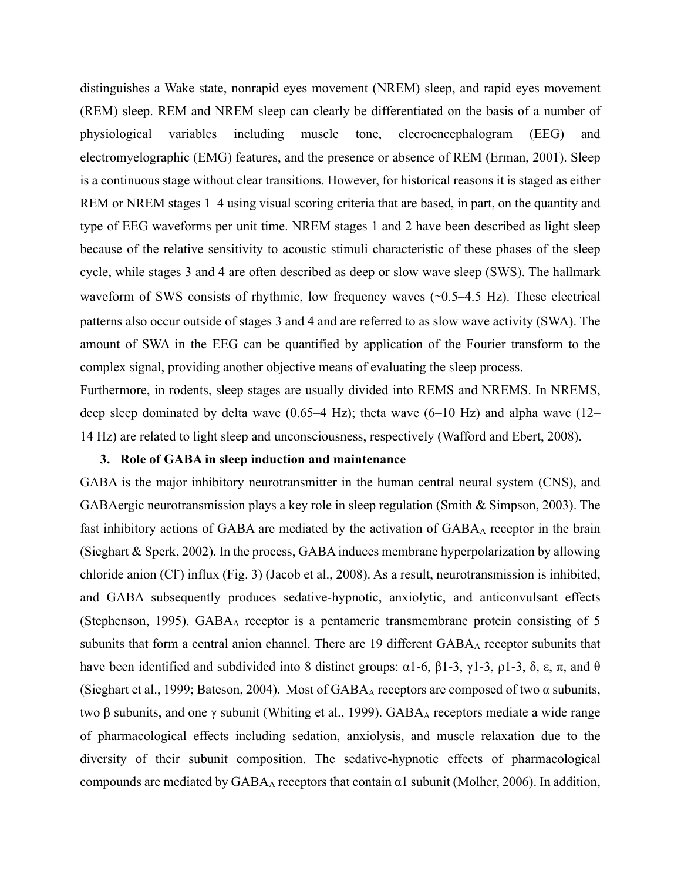distinguishes a Wake state, nonrapid eyes movement (NREM) sleep, and rapid eyes movement (REM) sleep. REM and NREM sleep can clearly be differentiated on the basis of a number of physiological variables including muscle tone, elecroencephalogram (EEG) and electromyelographic (EMG) features, and the presence or absence of REM (Erman, 2001). Sleep is a continuous stage without clear transitions. However, for historical reasons it is staged as either REM or NREM stages 1–4 using visual scoring criteria that are based, in part, on the quantity and type of EEG waveforms per unit time. NREM stages 1 and 2 have been described as light sleep because of the relative sensitivity to acoustic stimuli characteristic of these phases of the sleep cycle, while stages 3 and 4 are often described as deep or slow wave sleep (SWS). The hallmark waveform of SWS consists of rhythmic, low frequency waves (~0.5–4.5 Hz). These electrical patterns also occur outside of stages 3 and 4 and are referred to as slow wave activity (SWA). The amount of SWA in the EEG can be quantified by application of the Fourier transform to the complex signal, providing another objective means of evaluating the sleep process.

Furthermore, in rodents, sleep stages are usually divided into REMS and NREMS. In NREMS, deep sleep dominated by delta wave (0.65–4 Hz); theta wave (6–10 Hz) and alpha wave (12–14 Hz) are related to light sleep and unconsciousness, respectively (Wafford and Ebert, 2008).

## 3. Role of GABA in sleep induction and maintenance

GABA is the major inhibitory neurotransmitter in the human central neural system (CNS), and GABAergic neurotransmission plays a key role in sleep regulation (Smith & Simpson, 2003). The fast inhibitory actions of GABA are mediated by the activation of $GABA_A$ receptor in the brain (Sieghart & Sperk, 2002). In the process, GABA induces membrane hyperpolarization by allowing chloride anion ($Cl^-$) influx (Fig. 3) (Jacob et al., 2008). As a result, neurotransmission is inhibited, and GABA subsequently produces sedative-hypnotic, anxiolytic, and anticonvulsant effects (Stephenson, 1995). $GABA_A$ receptor is a pentameric transmembrane protein consisting of 5 subunits that form a central anion channel. There are 19 different $GABA_A$ receptor subunits that have been identified and subdivided into 8 distinct groups: α1-6, β1-3, γ1-3, ρ1-3, δ, ε, π, and θ (Sieghart et al., 1999; Bateson, 2004). Most of $GABA_A$ receptors are composed of two α subunits, two β subunits, and one γ subunit (Whiting et al., 1999). $GABA_A$ receptors mediate a wide range of pharmacological effects including sedation, anxiolysis, and muscle relaxation due to the diversity of their subunit composition. The sedative-hypnotic effects of pharmacological compounds are mediated by $GABA_A$ receptors that contain α1 subunit (Molher, 2006). In addition,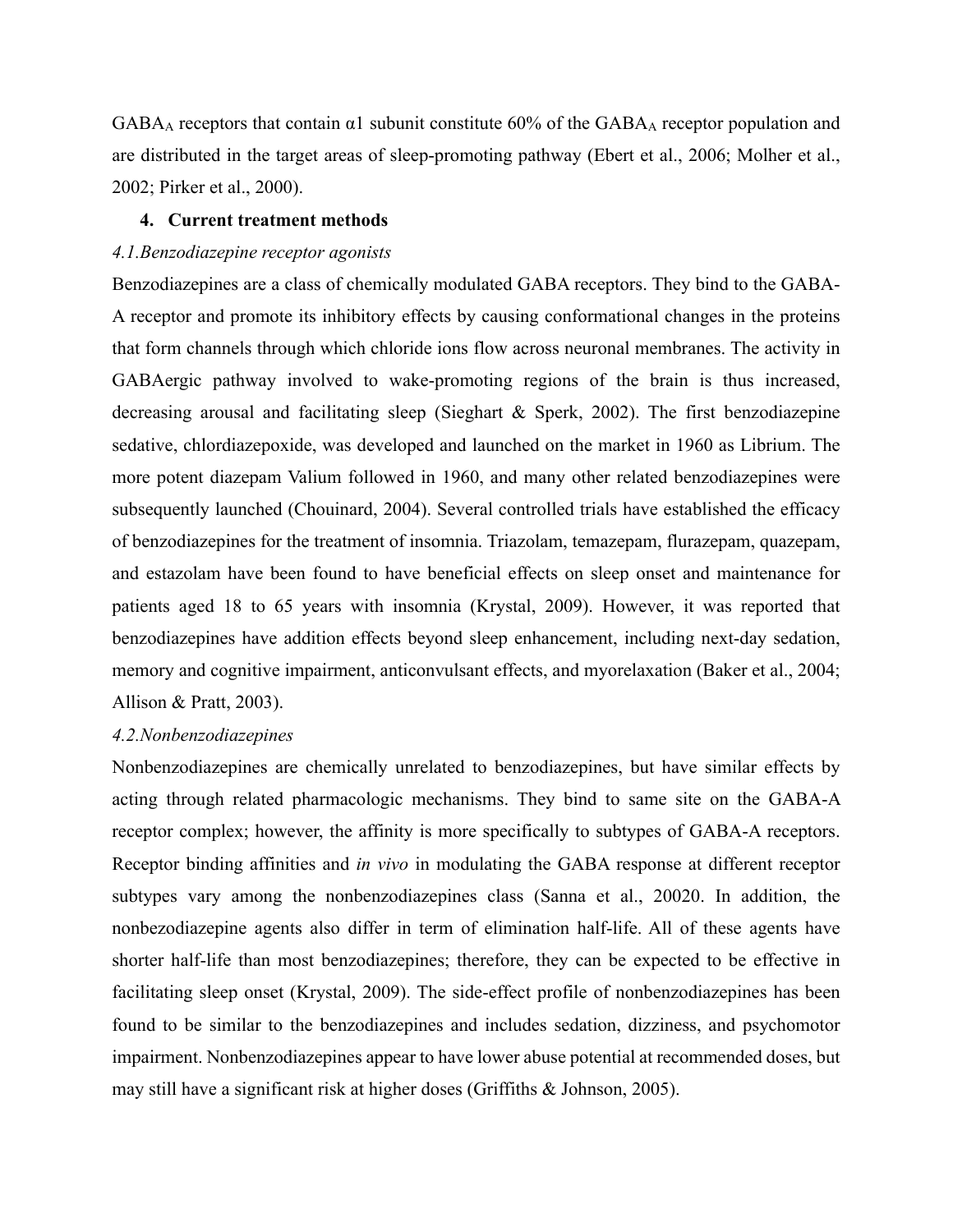$GABA_A$ receptors that contain α1 subunit constitute 60% of the $GABA_A$ receptor population and are distributed in the target areas of sleep-promoting pathway (Ebert et al., 2006; Molher et al., 2002; Pirker et al., 2000).

## 4. Current treatment methods

### *4.1.Benzodiazepine receptor agonists*

Benzodiazepines are a class of chemically modulated GABA receptors. They bind to the GABA-A receptor and promote its inhibitory effects by causing conformational changes in the proteins that form channels through which chloride ions flow across neuronal membranes. The activity in GABAergic pathway involved to wake-promoting regions of the brain is thus increased, decreasing arousal and facilitating sleep (Sieghart & Sperk, 2002). The first benzodiazepine sedative, chlordiazepoxide, was developed and launched on the market in 1960 as Librium. The more potent diazepam Valium followed in 1960, and many other related benzodiazepines were subsequently launched (Chouinard, 2004). Several controlled trials have established the efficacy of benzodiazepines for the treatment of insomnia. Triazolam, temazepam, flurazepam, quazepam, and estazolam have been found to have beneficial effects on sleep onset and maintenance for patients aged 18 to 65 years with insomnia (Krystal, 2009). However, it was reported that benzodiazepines have addition effects beyond sleep enhancement, including next-day sedation, memory and cognitive impairment, anticonvulsant effects, and myorelaxation (Baker et al., 2004; Allison & Pratt, 2003).

### *4.2.Nonbenzodiazepines*

Nonbenzodiazepines are chemically unrelated to benzodiazepines, but have similar effects by acting through related pharmacologic mechanisms. They bind to same site on the GABA-A receptor complex; however, the affinity is more specifically to subtypes of GABA-A receptors. Receptor binding affinities and *in vivo* in modulating the GABA response at different receptor subtypes vary among the nonbenzodiazepines class (Sanna et al., 20020. In addition, the nonbezodiazepine agents also differ in term of elimination half-life. All of these agents have shorter half-life than most benzodiazepines; therefore, they can be expected to be effective in facilitating sleep onset (Krystal, 2009). The side-effect profile of nonbenzodiazepines has been found to be similar to the benzodiazepines and includes sedation, dizziness, and psychomotor impairment. Nonbenzodiazepines appear to have lower abuse potential at recommended doses, but may still have a significant risk at higher doses (Griffiths & Johnson, 2005).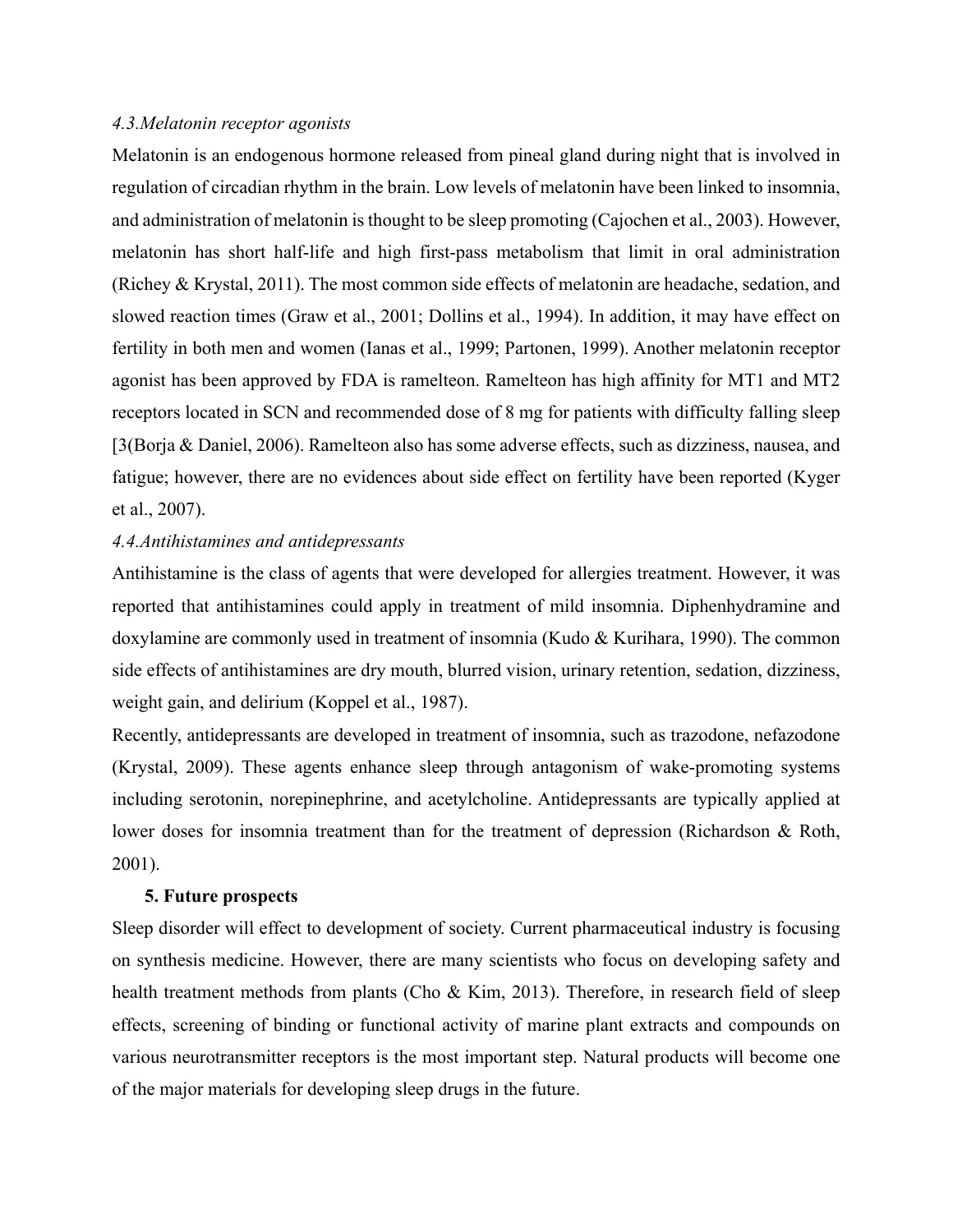### *4.3.Melatonin receptor agonists*

Melatonin is an endogenous hormone released from pineal gland during night that is involved in regulation of circadian rhythm in the brain. Low levels of melatonin have been linked to insomnia, and administration of melatonin is thought to be sleep promoting (Cajochen et al., 2003). However, melatonin has short half-life and high first-pass metabolism that limit in oral administration (Richey & Krystal, 2011). The most common side effects of melatonin are headache, sedation, and slowed reaction times (Graw et al., 2001; Dollins et al., 1994). In addition, it may have effect on fertility in both men and women (Ianas et al., 1999; Partonen, 1999). Another melatonin receptor agonist has been approved by FDA is ramelteon. Ramelteon has high affinity for MT1 and MT2 receptors located in SCN and recommended dose of 8 mg for patients with difficulty falling sleep [3(Borja & Daniel, 2006). Ramelteon also has some adverse effects, such as dizziness, nausea, and fatigue; however, there are no evidences about side effect on fertility have been reported (Kyger et al., 2007).

### *4.4.Antihistamines and antidepressants*

Antihistamine is the class of agents that were developed for allergies treatment. However, it was reported that antihistamines could apply in treatment of mild insomnia. Diphenhydramine and doxylamine are commonly used in treatment of insomnia (Kudo & Kurihara, 1990). The common side effects of antihistamines are dry mouth, blurred vision, urinary retention, sedation, dizziness, weight gain, and delirium (Koppel et al., 1987).

Recently, antidepressants are developed in treatment of insomnia, such as trazodone, nefazodone (Krystal, 2009). These agents enhance sleep through antagonism of wake-promoting systems including serotonin, norepinephrine, and acetylcholine. Antidepressants are typically applied at lower doses for insomnia treatment than for the treatment of depression (Richardson & Roth, 2001).

## 5. Future prospects

Sleep disorder will effect to development of society. Current pharmaceutical industry is focusing on synthesis medicine. However, there are many scientists who focus on developing safety and health treatment methods from plants (Cho & Kim, 2013). Therefore, in research field of sleep effects, screening of binding or functional activity of marine plant extracts and compounds on various neurotransmitter receptors is the most important step. Natural products will become one of the major materials for developing sleep drugs in the future.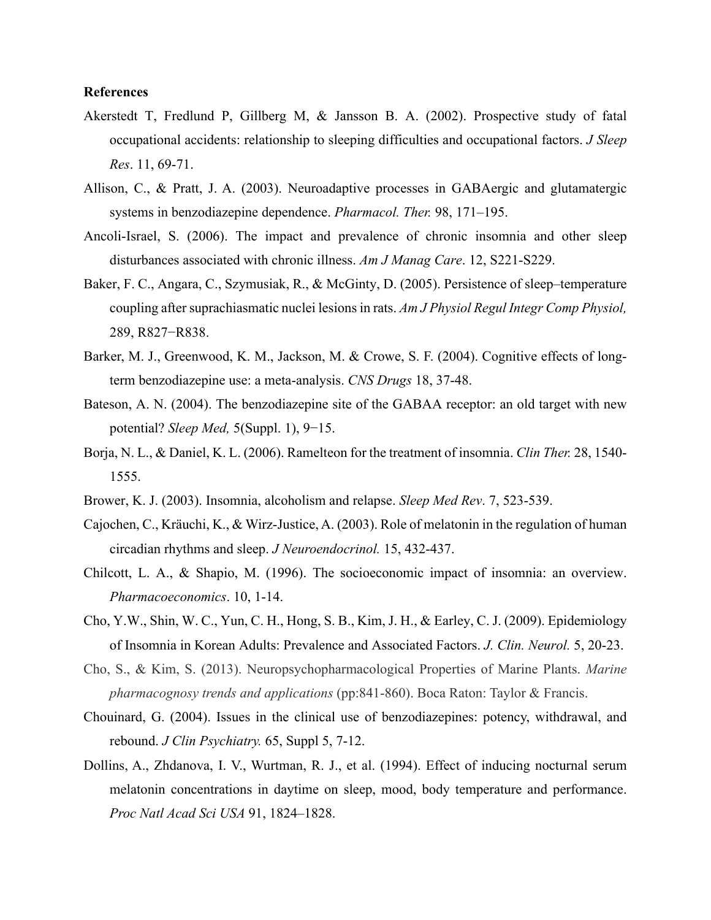**References**

Akerstedt T, Fredlund P, Gillberg M, & Jansson B. A. (2002). Prospective study of fatal occupational accidents: relationship to sleeping difficulties and occupational factors. *J Sleep Res*. 11, 69-71.

Allison, C., & Pratt, J. A. (2003). Neuroadaptive processes in GABAergic and glutamatergic systems in benzodiazepine dependence. *Pharmacol. Ther.* 98, 171–195.

Ancoli-Israel, S. (2006). The impact and prevalence of chronic insomnia and other sleep disturbances associated with chronic illness. *Am J Manag Care*. 12, S221-S229.

Baker, F. C., Angara, C., Szymusiak, R., & McGinty, D. (2005). Persistence of sleep–temperature coupling after suprachiasmatic nuclei lesions in rats. *Am J Physiol Regul Integr Comp Physiol,* 289, R827−R838.

Barker, M. J., Greenwood, K. M., Jackson, M. & Crowe, S. F. (2004). Cognitive effects of long-term benzodiazepine use: a meta-analysis. *CNS Drugs* 18, 37-48.

Bateson, A. N. (2004). The benzodiazepine site of the GABAA receptor: an old target with new potential? *Sleep Med,* 5(Suppl. 1), 9−15.

Borja, N. L., & Daniel, K. L. (2006). Ramelteon for the treatment of insomnia. *Clin Ther.* 28, 1540-1555.

Brower, K. J. (2003). Insomnia, alcoholism and relapse. *Sleep Med Rev*. 7, 523-539.

Cajochen, C., Kräuchi, K., & Wirz-Justice, A. (2003). Role of melatonin in the regulation of human circadian rhythms and sleep. *J Neuroendocrinol.* 15, 432-437.

Chilcott, L. A., & Shapio, M. (1996). The socioeconomic impact of insomnia: an overview. *Pharmacoeconomics*. 10, 1-14.

Cho, Y.W., Shin, W. C., Yun, C. H., Hong, S. B., Kim, J. H., & Earley, C. J. (2009). Epidemiology of Insomnia in Korean Adults: Prevalence and Associated Factors. *J. Clin. Neurol.* 5, 20-23.

Cho, S., & Kim, S. (2013). Neuropsychopharmacological Properties of Marine Plants. *Marine pharmacognosy trends and applications* (pp:841-860). Boca Raton: Taylor & Francis.

Chouinard, G. (2004). Issues in the clinical use of benzodiazepines: potency, withdrawal, and rebound. *J Clin Psychiatry.* 65, Suppl 5, 7-12.

Dollins, A., Zhdanova, I. V., Wurtman, R. J., et al. (1994). Effect of inducing nocturnal serum melatonin concentrations in daytime on sleep, mood, body temperature and performance. *Proc Natl Acad Sci USA* 91, 1824–1828.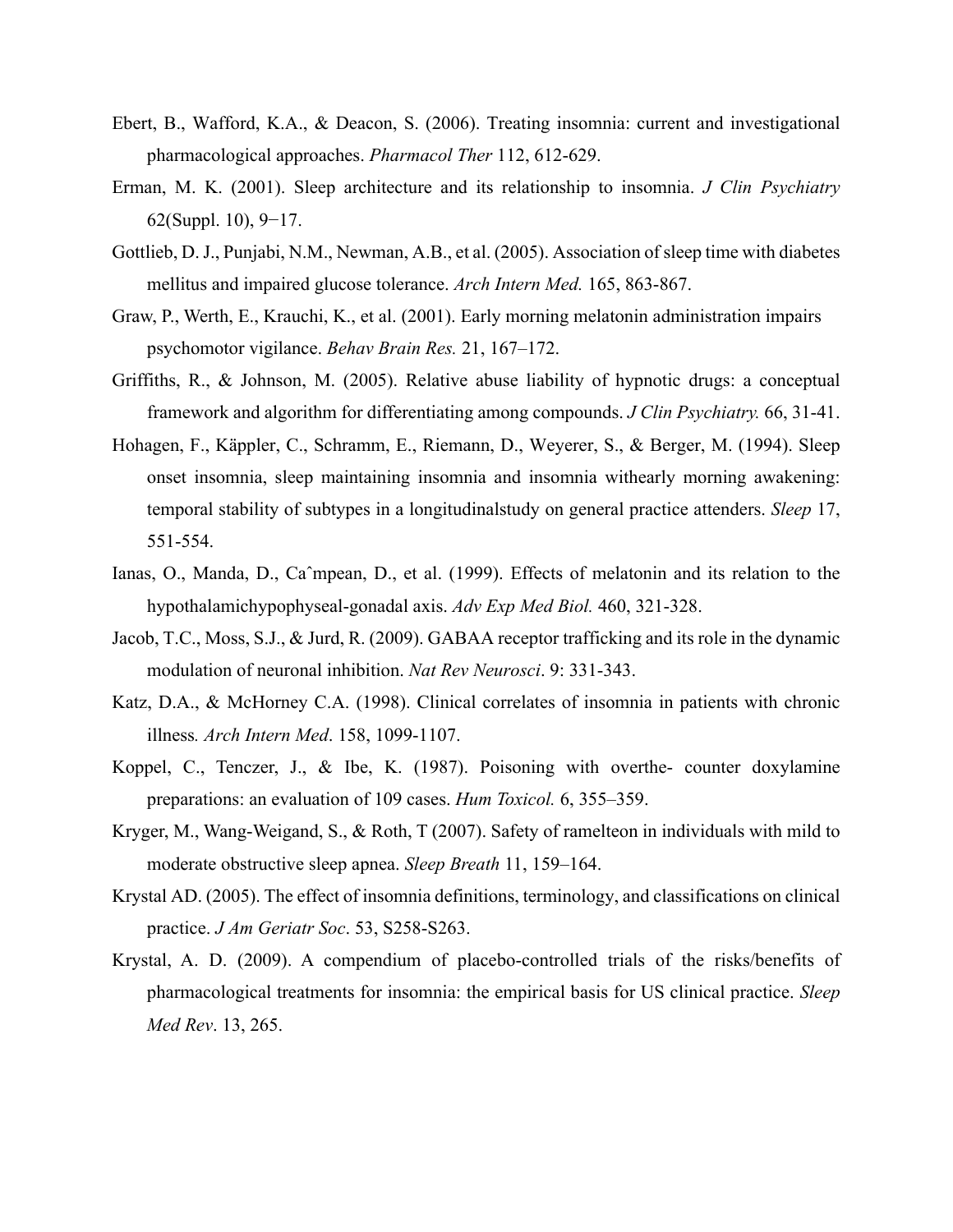Ebert, B., Wafford, K.A., & Deacon, S. (2006). Treating insomnia: current and investigational pharmacological approaches. *Pharmacol Ther* 112, 612-629.

Erman, M. K. (2001). Sleep architecture and its relationship to insomnia. *J Clin Psychiatry* 62(Suppl. 10), 9−17.

Gottlieb, D. J., Punjabi, N.M., Newman, A.B., et al. (2005). Association of sleep time with diabetes mellitus and impaired glucose tolerance. *Arch Intern Med.* 165, 863-867.

Graw, P., Werth, E., Krauchi, K., et al. (2001). Early morning melatonin administration impairs psychomotor vigilance. *Behav Brain Res.* 21, 167–172.

Griffiths, R., & Johnson, M. (2005). Relative abuse liability of hypnotic drugs: a conceptual framework and algorithm for differentiating among compounds. *J Clin Psychiatry.* 66, 31-41.

Hohagen, F., Käppler, C., Schramm, E., Riemann, D., Weyerer, S., & Berger, M. (1994). Sleep onset insomnia, sleep maintaining insomnia and insomnia withearly morning awakening: temporal stability of subtypes in a longitudinalstudy on general practice attenders. *Sleep* 17, 551-554.

Ianas, O., Manda, D., Caˆmpean, D., et al. (1999). Effects of melatonin and its relation to the hypothalamichypophyseal-gonadal axis. *Adv Exp Med Biol.* 460, 321-328.

Jacob, T.C., Moss, S.J., & Jurd, R. (2009). GABAA receptor trafficking and its role in the dynamic modulation of neuronal inhibition. *Nat Rev Neurosci*. 9: 331-343.

Katz, D.A., & McHorney C.A. (1998). Clinical correlates of insomnia in patients with chronic illness*. Arch Intern Med*. 158, 1099-1107.

Koppel, C., Tenczer, J., & Ibe, K. (1987). Poisoning with overthe- counter doxylamine preparations: an evaluation of 109 cases. *Hum Toxicol.* 6, 355–359.

Kryger, M., Wang-Weigand, S., & Roth, T (2007). Safety of ramelteon in individuals with mild to moderate obstructive sleep apnea. *Sleep Breath* 11, 159–164.

Krystal AD. (2005). The effect of insomnia definitions, terminology, and classifications on clinical practice. *J Am Geriatr Soc*. 53, S258-S263.

Krystal, A. D. (2009). A compendium of placebo-controlled trials of the risks/benefits of pharmacological treatments for insomnia: the empirical basis for US clinical practice. *Sleep Med Rev*. 13, 265.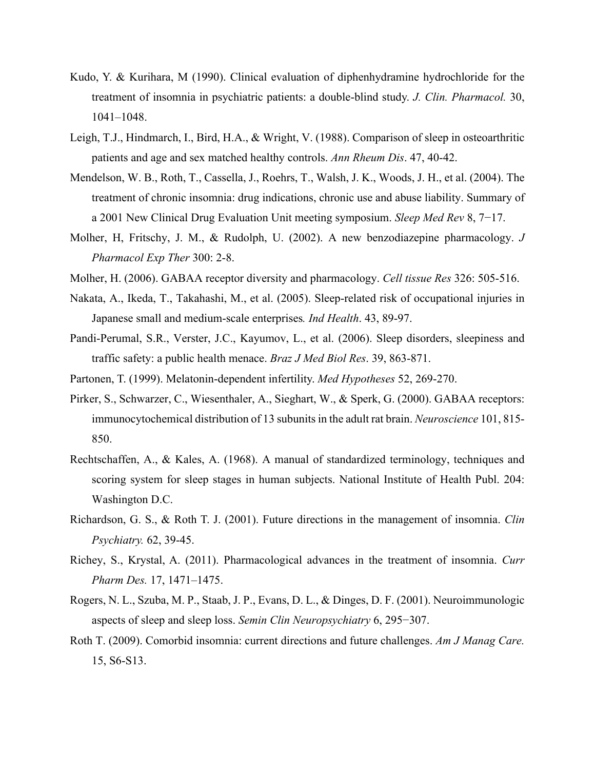Kudo, Y. & Kurihara, M (1990). Clinical evaluation of diphenhydramine hydrochloride for the treatment of insomnia in psychiatric patients: a double-blind study. *J. Clin. Pharmacol.* 30, 1041–1048.

Leigh, T.J., Hindmarch, I., Bird, H.A., & Wright, V. (1988). Comparison of sleep in osteoarthritic patients and age and sex matched healthy controls. *Ann Rheum Dis*. 47, 40-42.

Mendelson, W. B., Roth, T., Cassella, J., Roehrs, T., Walsh, J. K., Woods, J. H., et al. (2004). The treatment of chronic insomnia: drug indications, chronic use and abuse liability. Summary of a 2001 New Clinical Drug Evaluation Unit meeting symposium. *Sleep Med Rev* 8, 7−17.

Molher, H, Fritschy, J. M., & Rudolph, U. (2002). A new benzodiazepine pharmacology. *J Pharmacol Exp Ther* 300: 2-8.

Molher, H. (2006). GABAA receptor diversity and pharmacology. *Cell tissue Res* 326: 505-516.

Nakata, A., Ikeda, T., Takahashi, M., et al. (2005). Sleep-related risk of occupational injuries in Japanese small and medium-scale enterprises*. Ind Health*. 43, 89-97.

Pandi-Perumal, S.R., Verster, J.C., Kayumov, L., et al. (2006). Sleep disorders, sleepiness and traffic safety: a public health menace. *Braz J Med Biol Res*. 39, 863-871.

Partonen, T. (1999). Melatonin-dependent infertility. *Med Hypotheses* 52, 269-270.

Pirker, S., Schwarzer, C., Wiesenthaler, A., Sieghart, W., & Sperk, G. (2000). GABAA receptors: immunocytochemical distribution of 13 subunits in the adult rat brain. *Neuroscience* 101, 815-850.

Rechtschaffen, A., & Kales, A. (1968). A manual of standardized terminology, techniques and scoring system for sleep stages in human subjects. National Institute of Health Publ. 204: Washington D.C.

Richardson, G. S., & Roth T. J. (2001). Future directions in the management of insomnia. *Clin Psychiatry.* 62, 39-45.

Richey, S., Krystal, A. (2011). Pharmacological advances in the treatment of insomnia. *Curr Pharm Des.* 17, 1471–1475.

Rogers, N. L., Szuba, M. P., Staab, J. P., Evans, D. L., & Dinges, D. F. (2001). Neuroimmunologic aspects of sleep and sleep loss. *Semin Clin Neuropsychiatry* 6, 295−307.

Roth T. (2009). Comorbid insomnia: current directions and future challenges. *Am J Manag Care.* 15, S6-S13.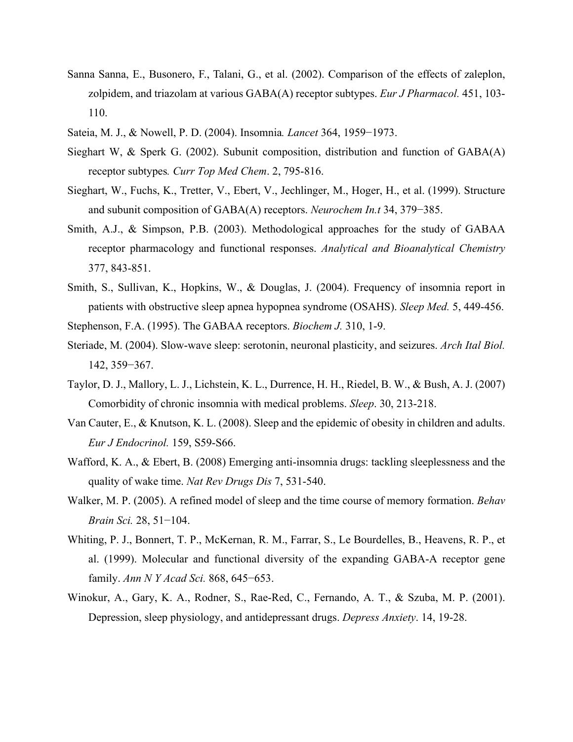Sanna Sanna, E., Busonero, F., Talani, G., et al. (2002). Comparison of the effects of zaleplon, zolpidem, and triazolam at various GABA(A) receptor subtypes. *Eur J Pharmacol.* 451, 103-110.

Sateia, M. J., & Nowell, P. D. (2004). Insomnia*. Lancet* 364, 1959−1973.

Sieghart W, & Sperk G. (2002). Subunit composition, distribution and function of GABA(A) receptor subtypes*. Curr Top Med Chem*. 2, 795-816.

Sieghart, W., Fuchs, K., Tretter, V., Ebert, V., Jechlinger, M., Hoger, H., et al. (1999). Structure and subunit composition of GABA(A) receptors. *Neurochem In.t* 34, 379−385.

Smith, A.J., & Simpson, P.B. (2003). Methodological approaches for the study of GABAA receptor pharmacology and functional responses. *Analytical and Bioanalytical Chemistry* 377, 843-851.

Smith, S., Sullivan, K., Hopkins, W., & Douglas, J. (2004). Frequency of insomnia report in patients with obstructive sleep apnea hypopnea syndrome (OSAHS). *Sleep Med.* 5, 449-456.

Stephenson, F.A. (1995). The GABAA receptors. *Biochem J.* 310, 1-9.

Steriade, M. (2004). Slow-wave sleep: serotonin, neuronal plasticity, and seizures. *Arch Ital Biol.* 142, 359−367.

Taylor, D. J., Mallory, L. J., Lichstein, K. L., Durrence, H. H., Riedel, B. W., & Bush, A. J. (2007) Comorbidity of chronic insomnia with medical problems. *Sleep*. 30, 213-218.

Van Cauter, E., & Knutson, K. L. (2008). Sleep and the epidemic of obesity in children and adults. *Eur J Endocrinol.* 159, S59-S66.

Wafford, K. A., & Ebert, B. (2008) Emerging anti-insomnia drugs: tackling sleeplessness and the quality of wake time. *Nat Rev Drugs Dis* 7, 531-540.

Walker, M. P. (2005). A refined model of sleep and the time course of memory formation. *Behav Brain Sci.* 28, 51−104.

Whiting, P. J., Bonnert, T. P., McKernan, R. M., Farrar, S., Le Bourdelles, B., Heavens, R. P., et al. (1999). Molecular and functional diversity of the expanding GABA-A receptor gene family. *Ann N Y Acad Sci.* 868, 645−653.

Winokur, A., Gary, K. A., Rodner, S., Rae-Red, C., Fernando, A. T., & Szuba, M. P. (2001). Depression, sleep physiology, and antidepressant drugs. *Depress Anxiety*. 14, 19-28.